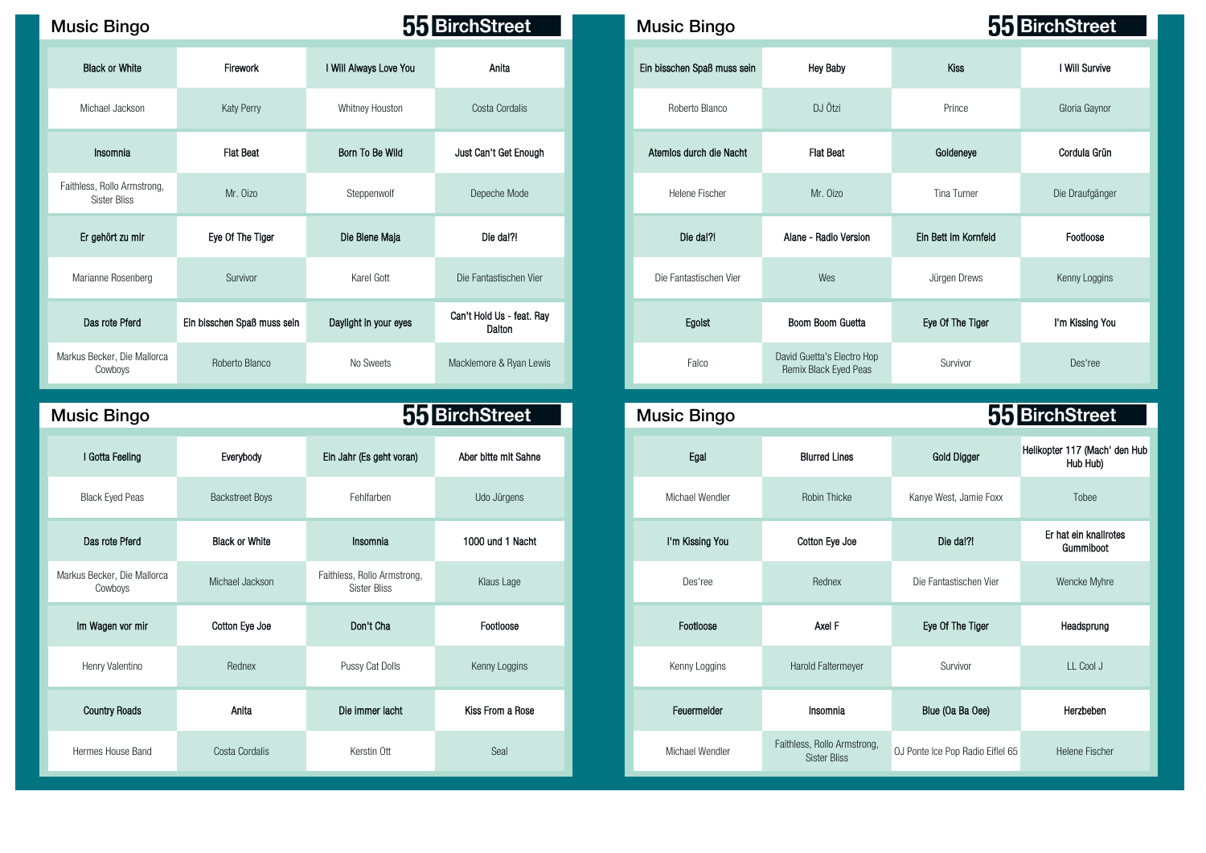## Music Bingo

55 BirchStreet

| | | | |
|---|---|---|---|
| **Black or White** | **Firework** | **I Will Always Love You** | **Anita** |
| Michael Jackson | Katy Perry | Whitney Houston | Costa Cordalis |
| **Insomnia** | **Flat Beat** | **Born To Be Wild** | **Just Can't Get Enough** |
| Faithless, Rollo Armstrong, Sister Bliss | Mr. Oizo | Steppenwolf | Depeche Mode |
| **Er gehört zu mir** | **Eye Of The Tiger** | **Die Biene Maja** | **Die da!?!** |
| Marianne Rosenberg | Survivor | Karel Gott | Die Fantastischen Vier |
| **Das rote Pferd** | **Ein bisschen Spaß muss sein** | **Daylight in your eyes** | **Can't Hold Us - feat. Ray Dalton** |
| Markus Becker, Die Mallorca Cowboys | Roberto Blanco | No Sweets | Macklemore & Ryan Lewis |

## Music Bingo

55 BirchStreet

| | | | |
|---|---|---|---|
| **Ein bisschen Spaß muss sein** | **Hey Baby** | **Kiss** | **I Will Survive** |
| Roberto Blanco | DJ Ötzi | Prince | Gloria Gaynor |
| **Atemlos durch die Nacht** | **Flat Beat** | **Goldeneye** | **Cordula Grün** |
| Helene Fischer | Mr. Oizo | Tina Turner | Die Draufgänger |
| **Die da!?!** | **Alane - Radio Version** | **Ein Bett im Kornfeld** | **Footloose** |
| Die Fantastischen Vier | Wes | Jürgen Drews | Kenny Loggins |
| **Egoist** | **Boom Boom Guetta** | **Eye Of The Tiger** | **I'm Kissing You** |
| Falco | David Guetta's Electro Hop Remix Black Eyed Peas | Survivor | Des'ree |

## Music Bingo

55 BirchStreet

| | | | |
|---|---|---|---|
| **I Gotta Feeling** | **Everybody** | **Ein Jahr (Es geht voran)** | **Aber bitte mit Sahne** |
| Black Eyed Peas | Backstreet Boys | Fehlfarben | Udo Jürgens |
| **Das rote Pferd** | **Black or White** | **Insomnia** | **1000 und 1 Nacht** |
| Markus Becker, Die Mallorca Cowboys | Michael Jackson | Faithless, Rollo Armstrong, Sister Bliss | Klaus Lage |
| **Im Wagen vor mir** | **Cotton Eye Joe** | **Don't Cha** | **Footloose** |
| Henry Valentino | Rednex | Pussy Cat Dolls | Kenny Loggins |
| **Country Roads** | **Anita** | **Die immer lacht** | **Kiss From a Rose** |
| Hermes House Band | Costa Cordalis | Kerstin Ott | Seal |

## Music Bingo

55 BirchStreet

| | | | |
|---|---|---|---|
| **Egal** | **Blurred Lines** | **Gold Digger** | **Helikopter 117 (Mach' den Hub Hub Hub)** |
| Michael Wendler | Robin Thicke | Kanye West, Jamie Foxx | Tobee |
| **I'm Kissing You** | **Cotton Eye Joe** | **Die da!?!** | **Er hat ein knallrotes Gummiboot** |
| Des'ree | Rednex | Die Fantastischen Vier | Wencke Myhre |
| **Footloose** | **Axel F** | **Eye Of The Tiger** | **Headsprung** |
| Kenny Loggins | Harold Faltermeyer | Survivor | LL Cool J |
| **Feuermelder** | **Insomnia** | **Blue (Oa Ba Oee)** | **Herzbeben** |
| Michael Wendler | Faithless, Rollo Armstrong, Sister Bliss | OJ Ponte Ice Pop Radio Eiflel 65 | Helene Fischer |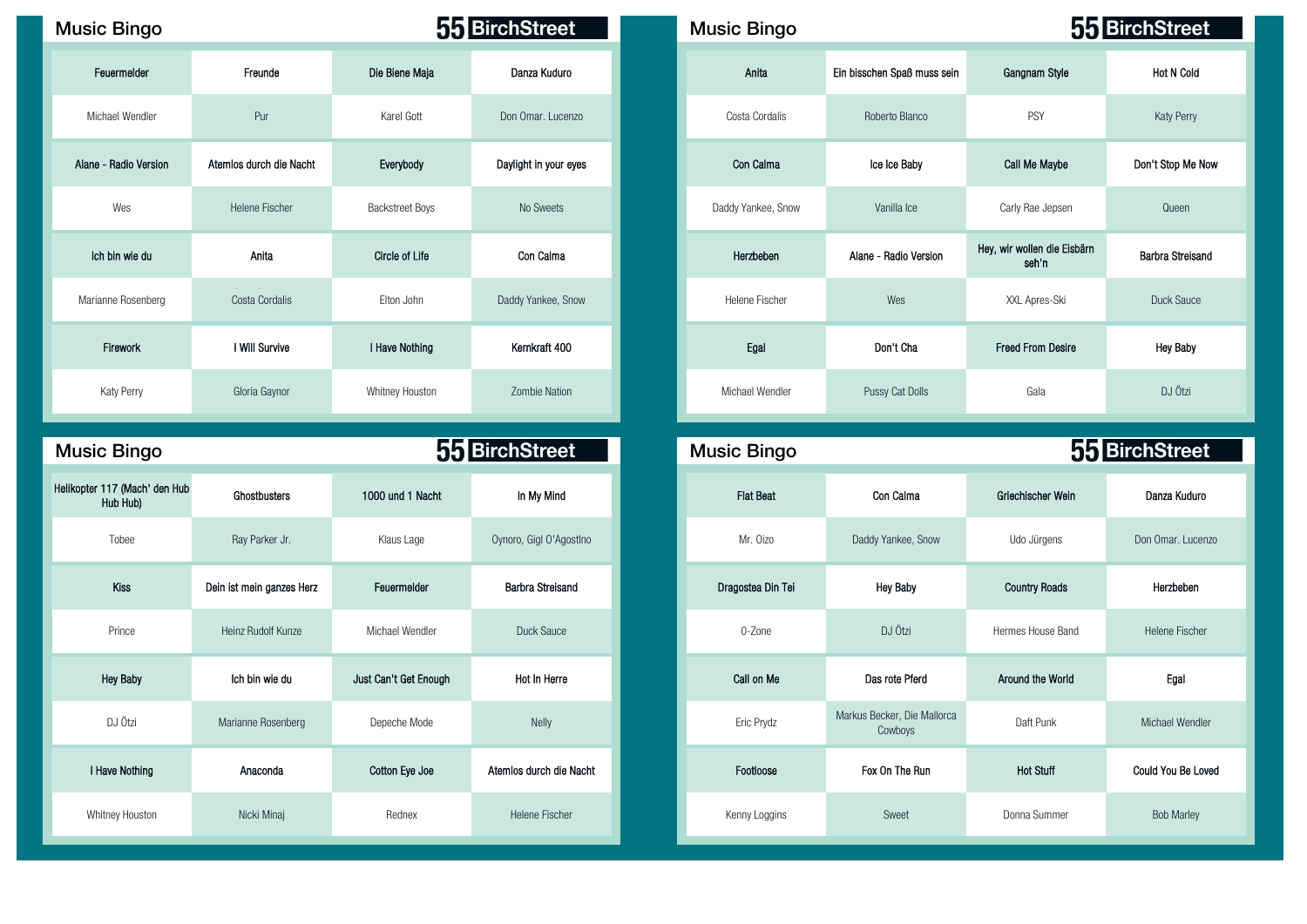## Music Bingo

55 BirchStreet

| Feuermelder | Freunde | Die Biene Maja | Danza Kuduro |
|---|---|---|---|
| Michael Wendler | Pur | Karel Gott | Don Omar. Lucenzo |
| Alane - Radio Version | Atemlos durch die Nacht | Everybody | Daylight in your eyes |
| Wes | Helene Fischer | Backstreet Boys | No Sweets |
| Ich bin wie du | Anita | Circle of Life | Con Calma |
| Marianne Rosenberg | Costa Cordalis | Elton John | Daddy Yankee, Snow |
| Firework | I Will Survive | I Have Nothing | Kernkraft 400 |
| Katy Perry | Gloria Gaynor | Whitney Houston | Zombie Nation |

## Music Bingo

55 BirchStreet

| Anita | Ein bisschen Spaß muss sein | Gangnam Style | Hot N Cold |
|---|---|---|---|
| Costa Cordalis | Roberto Blanco | PSY | Katy Perry |
| Con Calma | Ice Ice Baby | Call Me Maybe | Don't Stop Me Now |
| Daddy Yankee, Snow | Vanilla Ice | Carly Rae Jepsen | Queen |
| Herzbeben | Alane - Radio Version | Hey, wir wollen die Eisbärn seh'n | Barbra Streisand |
| Helene Fischer | Wes | XXL Apres-Ski | Duck Sauce |
| Egal | Don't Cha | Freed From Desire | Hey Baby |
| Michael Wendler | Pussy Cat Dolls | Gala | DJ Ötzi |

## Music Bingo

55 BirchStreet

| Helikopter 117 (Mach' den Hub Hub Hub) | Ghostbusters | 1000 und 1 Nacht | In My Mind |
|---|---|---|---|
| Tobee | Ray Parker Jr. | Klaus Lage | Oynoro, Gigi O'Agostino |
| Kiss | Dein ist mein ganzes Herz | Feuermelder | Barbra Streisand |
| Prince | Heinz Rudolf Kunze | Michael Wendler | Duck Sauce |
| Hey Baby | Ich bin wie du | Just Can't Get Enough | Hot In Herre |
| DJ Ötzi | Marianne Rosenberg | Depeche Mode | Nelly |
| I Have Nothing | Anaconda | Cotton Eye Joe | Atemlos durch die Nacht |
| Whitney Houston | Nicki Minaj | Rednex | Helene Fischer |

## Music Bingo

55 BirchStreet

| Flat Beat | Con Calma | Griechischer Wein | Danza Kuduro |
|---|---|---|---|
| Mr. Oizo | Daddy Yankee, Snow | Udo Jürgens | Don Omar. Lucenzo |
| Dragostea Din Tei | Hey Baby | Country Roads | Herzbeben |
| O-Zone | DJ Ötzi | Hermes House Band | Helene Fischer |
| Call on Me | Das rote Pferd | Around the World | Egal |
| Eric Prydz | Markus Becker, Die Mallorca Cowboys | Daft Punk | Michael Wendler |
| Footloose | Fox On The Run | Hot Stuff | Could You Be Loved |
| Kenny Loggins | Sweet | Donna Summer | Bob Marley |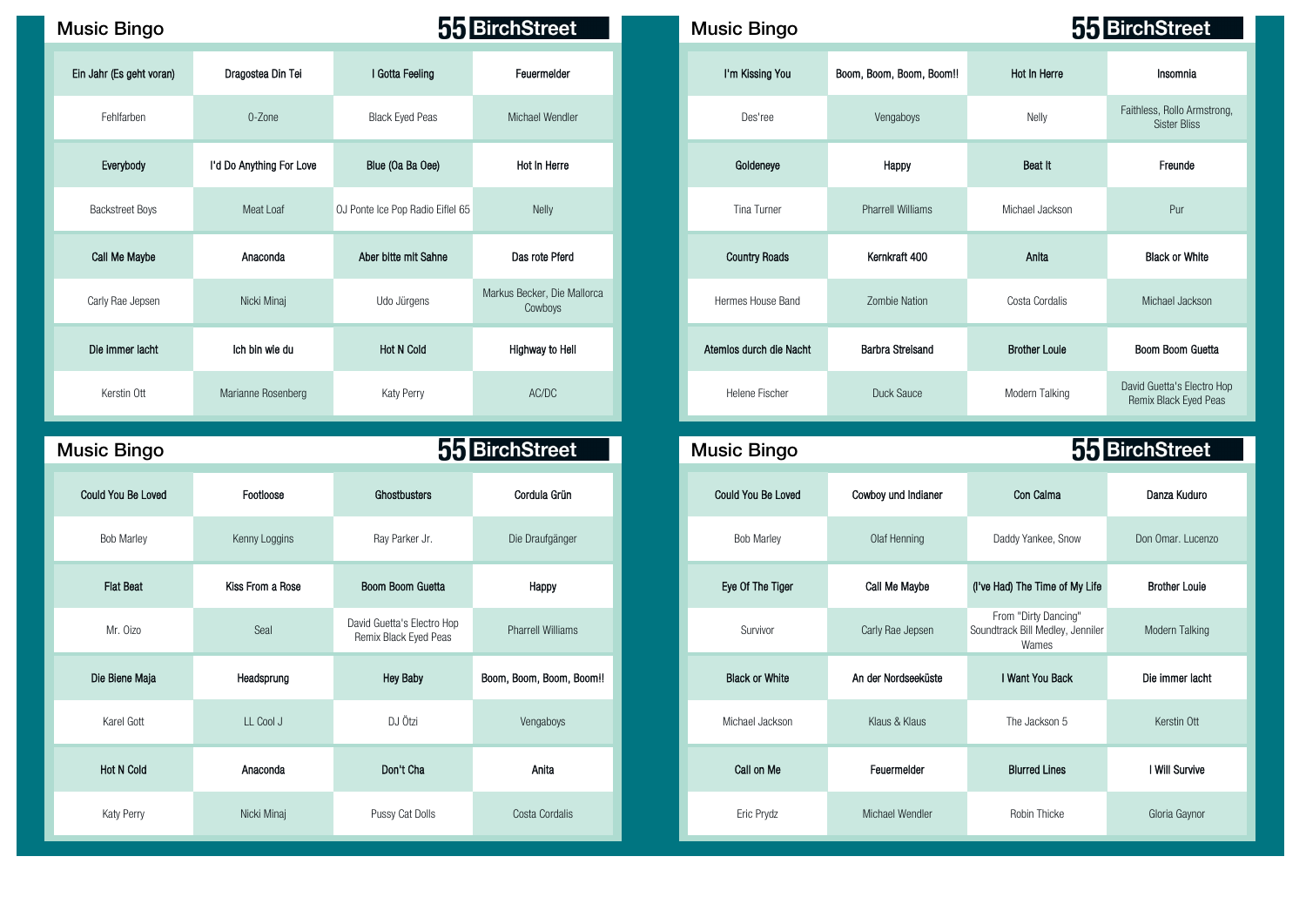## Music Bingo

**55 BirchStreet**

| Ein Jahr (Es geht voran) | Dragostea Din Tei | I Gotta Feeling | Feuermelder |
|---|---|---|---|
| Fehlfarben | O-Zone | Black Eyed Peas | Michael Wendler |
| **Everybody** | **I'd Do Anything For Love** | **Blue (Oa Ba Oee)** | **Hot In Herre** |
| Backstreet Boys | Meat Loaf | OJ Ponte Ice Pop Radio Eiffel 65 | Nelly |
| **Call Me Maybe** | **Anaconda** | **Aber bitte mit Sahne** | **Das rote Pferd** |
| Carly Rae Jepsen | Nicki Minaj | Udo Jürgens | Markus Becker, Die Mallorca Cowboys |
| **Die Immer lacht** | **Ich bin wie du** | **Hot N Cold** | **Highway to Hell** |
| Kerstin Ott | Marianne Rosenberg | Katy Perry | AC/DC |

## Music Bingo

**55 BirchStreet**

| I'm Kissing You | Boom, Boom, Boom, Boom!! | Hot In Herre | Insomnia |
|---|---|---|---|
| Des'ree | Vengaboys | Nelly | Faithless, Rollo Armstrong, Sister Bliss |
| **Goldeneye** | **Happy** | **Beat It** | **Freunde** |
| Tina Turner | Pharrell Williams | Michael Jackson | Pur |
| **Country Roads** | **Kernkraft 400** | **Anita** | **Black or White** |
| Hermes House Band | Zombie Nation | Costa Cordalis | Michael Jackson |
| **Atemlos durch die Nacht** | **Barbra Streisand** | **Brother Louie** | **Boom Boom Guetta** |
| Helene Fischer | Duck Sauce | Modern Talking | David Guetta's Electro Hop Remix Black Eyed Peas |

## Music Bingo

**55 BirchStreet**

| Could You Be Loved | Footloose | Ghostbusters | Cordula Grün |
|---|---|---|---|
| Bob Marley | Kenny Loggins | Ray Parker Jr. | Die Draufgänger |
| **Flat Beat** | **Kiss From a Rose** | **Boom Boom Guetta** | **Happy** |
| Mr. Oizo | Seal | David Guetta's Electro Hop Remix Black Eyed Peas | Pharrell Williams |
| **Die Biene Maja** | **Headsprung** | **Hey Baby** | **Boom, Boom, Boom, Boom!!** |
| Karel Gott | LL Cool J | DJ Ötzi | Vengaboys |
| **Hot N Cold** | **Anaconda** | **Don't Cha** | **Anita** |
| Katy Perry | Nicki Minaj | Pussy Cat Dolls | Costa Cordalis |

## Music Bingo

**55 BirchStreet**

| Could You Be Loved | Cowboy und Indianer | Con Calma | Danza Kuduro |
|---|---|---|---|
| Bob Marley | Olaf Henning | Daddy Yankee, Snow | Don Omar. Lucenzo |
| **Eye Of The Tiger** | **Call Me Maybe** | **(I've Had) The Time of My Life** | **Brother Louie** |
| Survivor | Carly Rae Jepsen | From "Dirty Dancing" Soundtrack Bill Medley, Jenniler Wames | Modern Talking |
| **Black or White** | **An der Nordseeküste** | **I Want You Back** | **Die immer lacht** |
| Michael Jackson | Klaus & Klaus | The Jackson 5 | Kerstin Ott |
| **Call on Me** | **Feuermelder** | **Blurred Lines** | **I Will Survive** |
| Eric Prydz | Michael Wendler | Robin Thicke | Gloria Gaynor |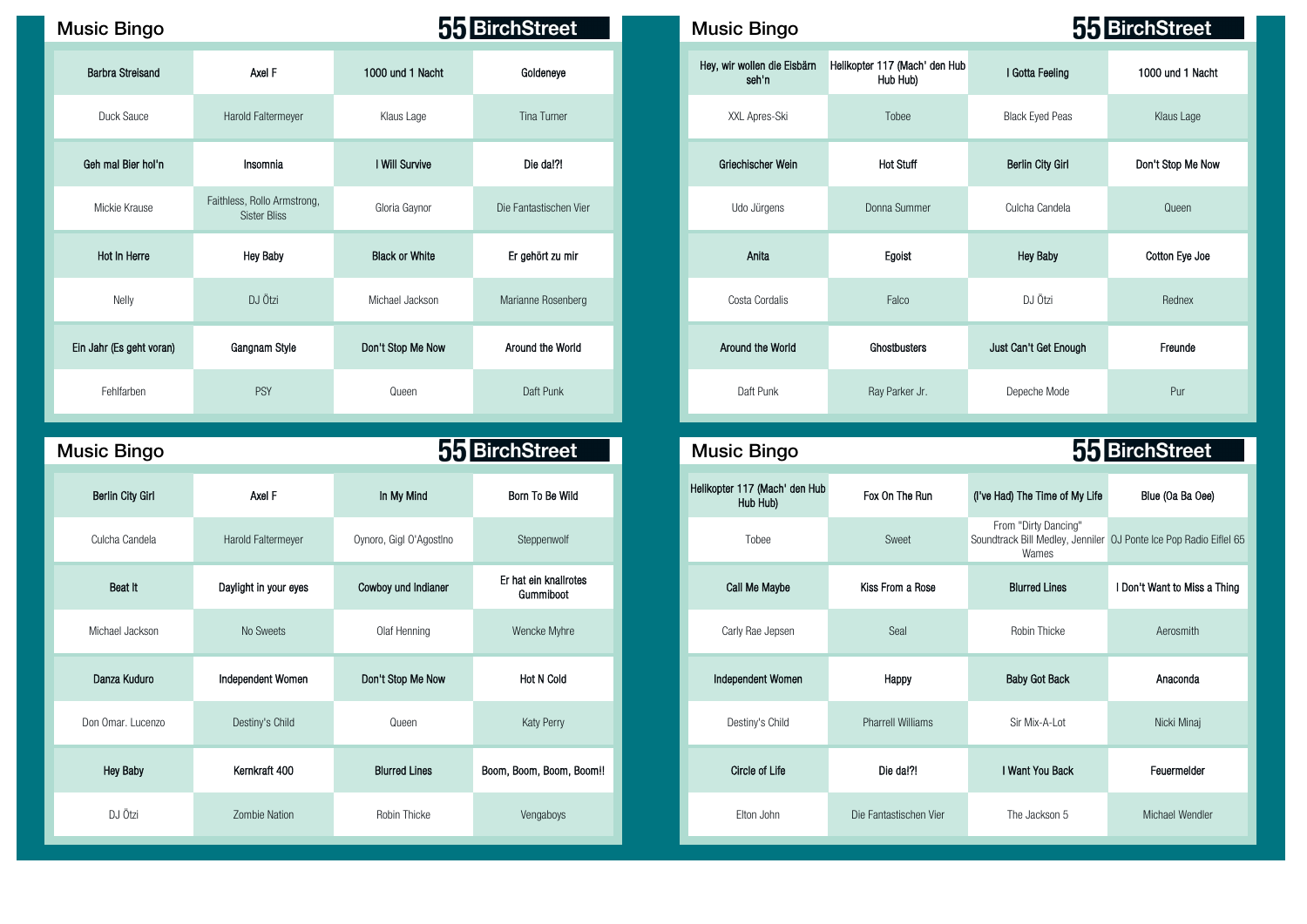## Music Bingo

**55 BirchStreet**

| | | | |
|---|---|---|---|
| **Barbra Streisand** | **Axel F** | **1000 und 1 Nacht** | **Goldeneye** |
| Duck Sauce | Harold Faltermeyer | Klaus Lage | Tina Turner |
| **Geh mal Bier hol'n** | **Insomnia** | **I Will Survive** | **Die da!?!** |
| Mickie Krause | Faithless, Rollo Armstrong, Sister Bliss | Gloria Gaynor | Die Fantastischen Vier |
| **Hot In Herre** | **Hey Baby** | **Black or White** | **Er gehört zu mir** |
| Nelly | DJ Ötzi | Michael Jackson | Marianne Rosenberg |
| **Ein Jahr (Es geht voran)** | **Gangnam Style** | **Don't Stop Me Now** | **Around the World** |
| Fehlfarben | PSY | Queen | Daft Punk |

## Music Bingo

**55 BirchStreet**

| | | | |
|---|---|---|---|
| **Hey, wir wollen die Eisbärn seh'n** | **Helikopter 117 (Mach' den Hub Hub Hub)** | **I Gotta Feeling** | **1000 und 1 Nacht** |
| XXL Apres-Ski | Tobee | Black Eyed Peas | Klaus Lage |
| **Griechischer Wein** | **Hot Stuff** | **Berlin City Girl** | **Don't Stop Me Now** |
| Udo Jürgens | Donna Summer | Culcha Candela | Queen |
| **Anita** | **Egoist** | **Hey Baby** | **Cotton Eye Joe** |
| Costa Cordalis | Falco | DJ Ötzi | Rednex |
| **Around the World** | **Ghostbusters** | **Just Can't Get Enough** | **Freunde** |
| Daft Punk | Ray Parker Jr. | Depeche Mode | Pur |

## Music Bingo

**55 BirchStreet**

| | | | |
|---|---|---|---|
| **Berlin City Girl** | **Axel F** | **In My Mind** | **Born To Be Wild** |
| Culcha Candela | Harold Faltermeyer | Oynoro, Gigi O'Agostino | Steppenwolf |
| **Beat It** | **Daylight in your eyes** | **Cowboy und Indianer** | **Er hat ein knallrotes Gummiboot** |
| Michael Jackson | No Sweets | Olaf Henning | Wencke Myhre |
| **Danza Kuduro** | **Independent Women** | **Don't Stop Me Now** | **Hot N Cold** |
| Don Omar. Lucenzo | Destiny's Child | Queen | Katy Perry |
| **Hey Baby** | **Kernkraft 400** | **Blurred Lines** | **Boom, Boom, Boom, Boom!!** |
| DJ Ötzi | Zombie Nation | Robin Thicke | Vengaboys |

## Music Bingo

**55 BirchStreet**

| | | | |
|---|---|---|---|
| **Helikopter 117 (Mach' den Hub Hub Hub)** | **Fox On The Run** | **(I've Had) The Time of My Life** | **Blue (Oa Ba Oee)** |
| Tobee | Sweet | From "Dirty Dancing" Soundtrack Bill Medley, Jennifer Warnes | OJ Ponte Ice Pop Radio Eiflel 65 |
| **Call Me Maybe** | **Kiss From a Rose** | **Blurred Lines** | **I Don't Want to Miss a Thing** |
| Carly Rae Jepsen | Seal | Robin Thicke | Aerosmith |
| **Independent Women** | **Happy** | **Baby Got Back** | **Anaconda** |
| Destiny's Child | Pharrell Williams | Sir Mix-A-Lot | Nicki Minaj |
| **Circle of Life** | **Die da!?!** | **I Want You Back** | **Feuermelder** |
| Elton John | Die Fantastischen Vier | The Jackson 5 | Michael Wendler |